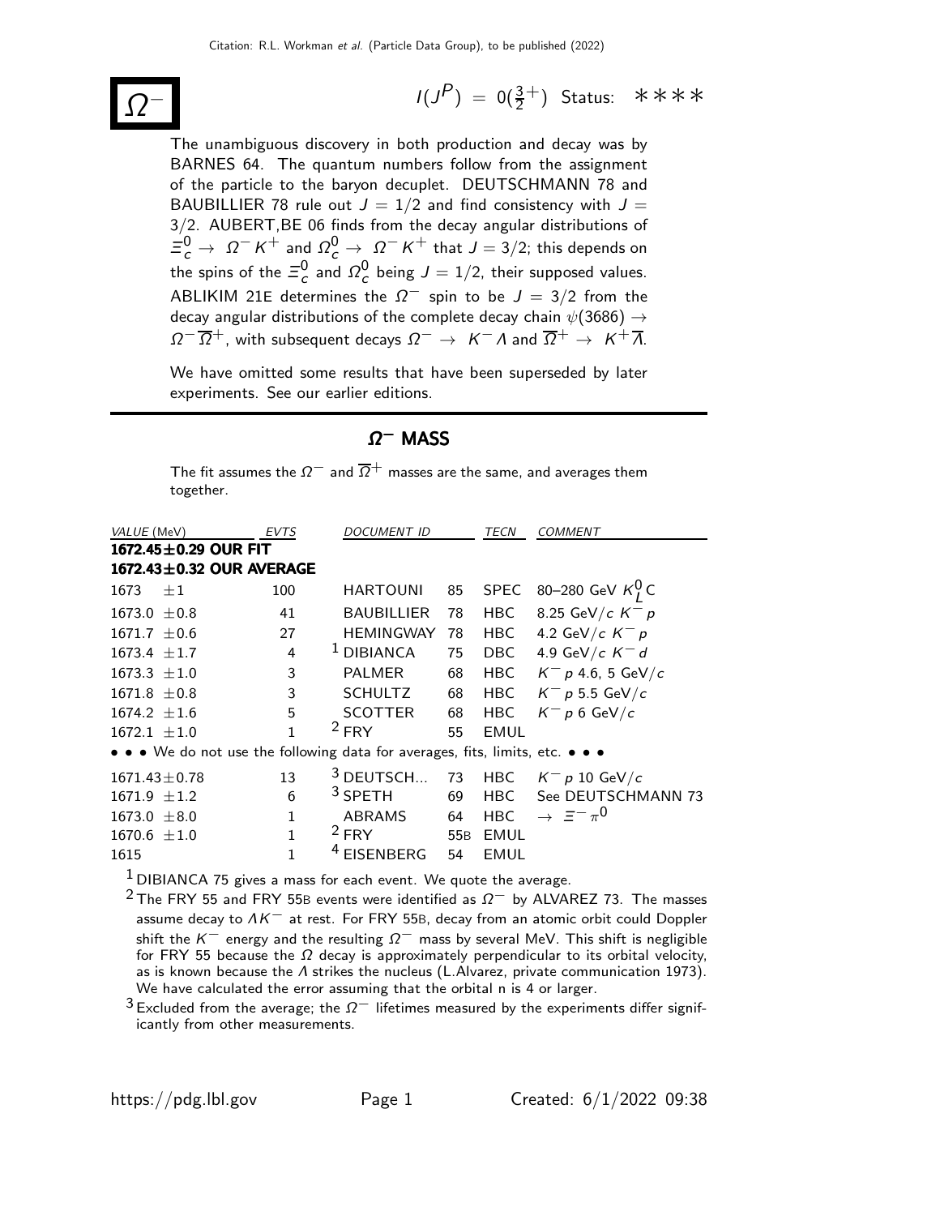Citation: R.L. Workman et al. (Particle Data Group), to be published (2022)

# $\Omega^-$

$I(J^P) = 0(\frac{3}{2}^+)$ Status: ∗∗∗∗

The unambiguous discovery in both production and decay was by BARNES 64. The quantum numbers follow from the assignment of the particle to the baryon decuplet. DEUTSCHMANN 78 and BAUBILLIER 78 rule out $J = 1/2$ and find consistency with $J = 3/2$. AUBERT,BE 06 finds from the decay angular distributions of $\Xi_c^0 \rightarrow \Omega^- K^+$ and $\Omega_c^0 \rightarrow \Omega^- K^+$ that $J = 3/2$; this depends on the spins of the $\Xi_c^0$ and $\Omega_c^0$ being $J = 1/2$, their supposed values. ABLIKIM 21E determines the $\Omega^-$ spin to be $J = 3/2$ from the decay angular distributions of the complete decay chain $\psi(3686) \rightarrow \Omega^- \overline{\Omega}^+$, with subsequent decays $\Omega^- \rightarrow K^- \Lambda$ and $\overline{\Omega}^+ \rightarrow K^+ \overline{\Lambda}$.

We have omitted some results that have been superseded by later experiments. See our earlier editions.

## $\Omega^-$ MASS

The fit assumes the $\Omega^-$ and $\overline{\Omega}^+$ masses are the same, and averages them together.

| VALUE (MeV) | EVTS | DOCUMENT ID | | TECN | COMMENT |
|---|---|---|---|---|---|
| **1672.45±0.29 OUR FIT** | | | | | |
| **1672.43±0.32 OUR AVERAGE** | | | | | |
| 1673 ±1 | 100 | HARTOUNI | 85 | SPEC | 80–280 GeV $K_L^0$ C |
| 1673.0 ±0.8 | 41 | BAUBILLIER | 78 | HBC | 8.25 GeV/$c$ $K^- p$ |
| 1671.7 ±0.6 | 27 | HEMINGWAY | 78 | HBC | 4.2 GeV/$c$ $K^- p$ |
| 1673.4 ±1.7 | 4 | [1] DIBIANCA | 75 | DBC | 4.9 GeV/$c$ $K^- d$ |
| 1673.3 ±1.0 | 3 | PALMER | 68 | HBC | $K^- p$ 4.6, 5 GeV/$c$ |
| 1671.8 ±0.8 | 3 | SCHULTZ | 68 | HBC | $K^- p$ 5.5 GeV/$c$ |
| 1674.2 ±1.6 | 5 | SCOTTER | 68 | HBC | $K^- p$ 6 GeV/$c$ |
| 1672.1 ±1.0 | 1 | [2] FRY | 55 | EMUL | |
| • • • We do not use the following data for averages, fits, limits, etc. • • • | | | | | |
| 1671.43±0.78 | 13 | [3] DEUTSCH... | 73 | HBC | $K^- p$ 10 GeV/$c$ |
| 1671.9 ±1.2 | 6 | [3] SPETH | 69 | HBC | See DEUTSCHMANN 73 |
| 1673.0 ±8.0 | 1 | ABRAMS | 64 | HBC | $\rightarrow \Xi^- \pi^0$ |
| 1670.6 ±1.0 | 1 | [2] FRY | 55B | EMUL | |
| 1615 | 1 | [4] EISENBERG | 54 | EMUL | |

[1] DIBIANCA 75 gives a mass for each event. We quote the average.

[2] The FRY 55 and FRY 55B events were identified as $\Omega^-$ by ALVAREZ 73. The masses assume decay to $\Lambda K^-$ at rest. For FRY 55B, decay from an atomic orbit could Doppler shift the $K^-$ energy and the resulting $\Omega^-$ mass by several MeV. This shift is negligible for FRY 55 because the $\Omega$ decay is approximately perpendicular to its orbital velocity, as is known because the $\Lambda$ strikes the nucleus (L.Alvarez, private communication 1973). We have calculated the error assuming that the orbital n is 4 or larger.

[3] Excluded from the average; the $\Omega^-$ lifetimes measured by the experiments differ significantly from other measurements.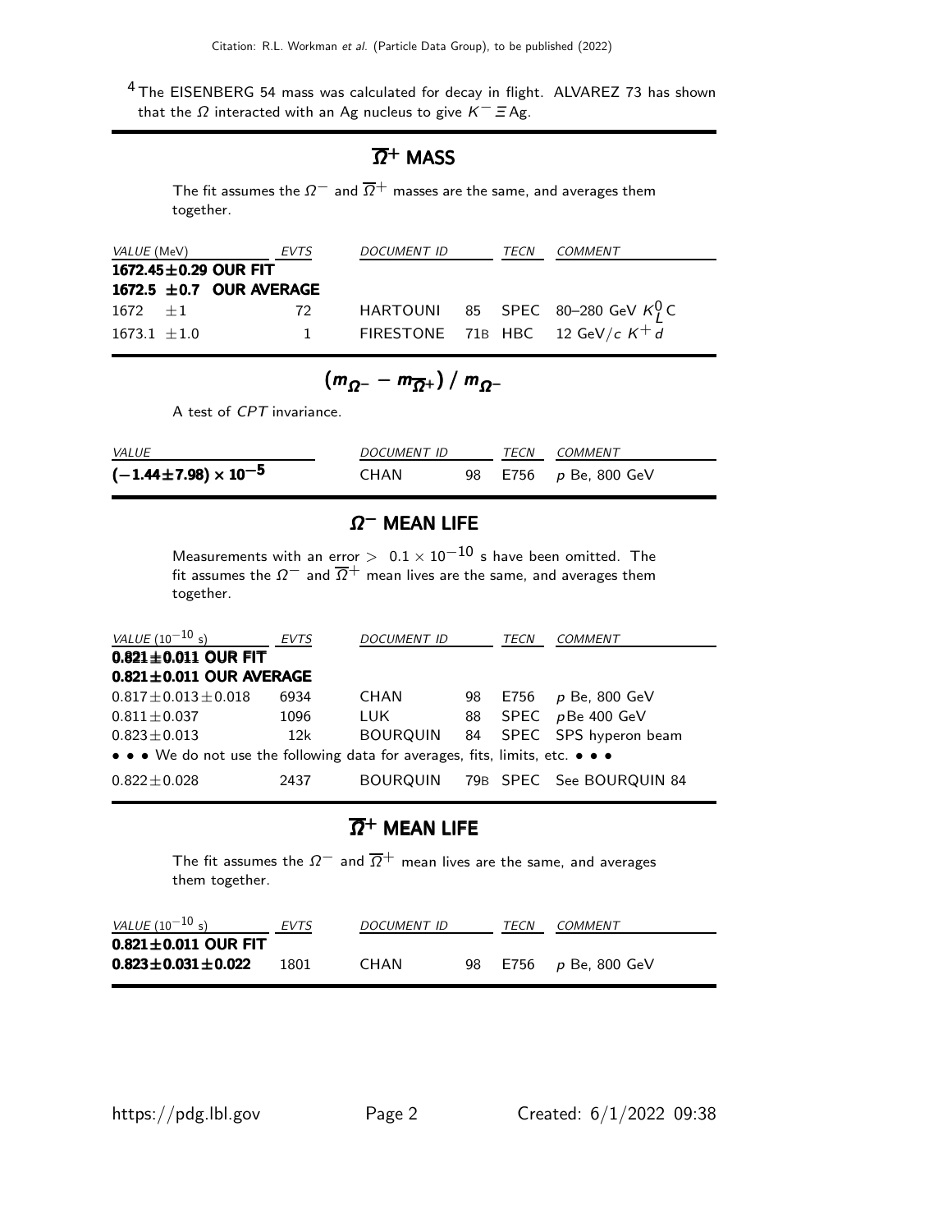[4] The EISENBERG 54 mass was calculated for decay in flight. ALVAREZ 73 has shown that the $\Omega$ interacted with an Ag nucleus to give $K^- \Xi$ Ag.

## $\overline{\Omega}^+$ MASS

The fit assumes the $\Omega^-$ and $\overline{\Omega}^+$ masses are the same, and averages them together.

| *VALUE* (MeV) | *EVTS* | *DOCUMENT ID* | | *TECN* | *COMMENT* |
|---|---|---|---|---|---|
| **1672.45±0.29 OUR FIT** | | | | | |
| **1672.5 ±0.7 OUR AVERAGE** | | | | | |
| 1672 ±1 | 72 | HARTOUNI | 85 | SPEC | 80–280 GeV $K^0_L$ C |
| 1673.1 ±1.0 | 1 | FIRESTONE | 71B | HBC | 12 GeV/$c$ $K^+ d$ |

## $(m_{\Omega^-} - m_{\overline{\Omega}^+}) / m_{\Omega^-}$

A test of *CPT* invariance.

| *VALUE* | *DOCUMENT ID* | | *TECN* | *COMMENT* |
|---|---|---|---|---|
| **$(-1.44\pm7.98) \times 10^{-5}$** | CHAN | 98 | E756 | $p$ Be, 800 GeV |

## $\Omega^-$ MEAN LIFE

Measurements with an error $> 0.1 \times 10^{-10}$ s have been omitted. The fit assumes the $\Omega^-$ and $\overline{\Omega}^+$ mean lives are the same, and averages them together.

| *VALUE* ($10^{-10}$ s) | *EVTS* | *DOCUMENT ID* | | *TECN* | *COMMENT* |
|---|---|---|---|---|---|
| **0.821±0.011 OUR FIT** | | | | | |
| **0.821±0.011 OUR AVERAGE** | | | | | |
| 0.817±0.013±0.018 | 6934 | CHAN | 98 | E756 | $p$ Be, 800 GeV |
| 0.811±0.037 | 1096 | LUK | 88 | SPEC | $p$Be 400 GeV |
| 0.823±0.013 | 12k | BOURQUIN | 84 | SPEC | SPS hyperon beam |
| • • • We do not use the following data for averages, fits, limits, etc. • • • | | | | | |
| 0.822±0.028 | 2437 | BOURQUIN | 79B | SPEC | See BOURQUIN 84 |

## $\overline{\Omega}^+$ MEAN LIFE

The fit assumes the $\Omega^-$ and $\overline{\Omega}^+$ mean lives are the same, and averages them together.

| *VALUE* ($10^{-10}$ s) | *EVTS* | *DOCUMENT ID* | | *TECN* | *COMMENT* |
|---|---|---|---|---|---|
| **0.821±0.011 OUR FIT** | | | | | |
| **0.823±0.031±0.022** | 1801 | CHAN | 98 | E756 | $p$ Be, 800 GeV |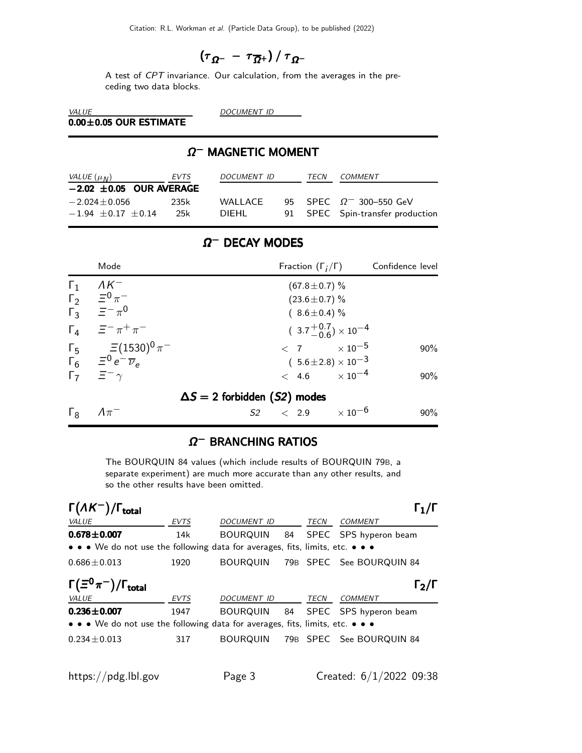## $(\tau_{\Omega^-} - \tau_{\overline{\Omega}^+}) / \tau_{\Omega^-}$

A test of *CPT* invariance. Our calculation, from the averages in the preceding two data blocks.

| *VALUE* | *DOCUMENT ID* |
|---|---|
| **0.00±0.05 OUR ESTIMATE** | |

## $\Omega^-$ MAGNETIC MOMENT

| *VALUE* ($\mu_N$) | *EVTS* | *DOCUMENT ID* | | *TECN* | *COMMENT* |
|---|---|---|---|---|---|
| **−2.02 ±0.05 OUR AVERAGE** | | | | | |
| $-2.024\pm0.056$ | 235k | WALLACE | 95 | SPEC | $\Omega^-$ 300–550 GeV |
| $-1.94\ \pm0.17\ \pm0.14$ | 25k | DIEHL | 91 | SPEC | Spin-transfer production |

## $\Omega^-$ DECAY MODES

| | Mode | Fraction ($\Gamma_i/\Gamma$) | Confidence level |
|---|---|---|---|
| $\Gamma_1$ | $\Lambda K^-$ | $(67.8\pm0.7)$ % | |
| $\Gamma_2$ | $\Xi^0\pi^-$ | $(23.6\pm0.7)$ % | |
| $\Gamma_3$ | $\Xi^-\pi^0$ | $(\ 8.6\pm0.4)$ % | |
| $\Gamma_4$ | $\Xi^-\pi^+\pi^-$ | $(\ 3.7^{+0.7}_{-0.6})\times10^{-4}$ | |
| $\Gamma_5$ | $\Xi(1530)^0\pi^-$ | $<\ 7\ \times10^{-5}$ | 90% |
| $\Gamma_6$ | $\Xi^0 e^-\overline{\nu}_e$ | $(\ 5.6\pm2.8)\times10^{-3}$ | |
| $\Gamma_7$ | $\Xi^-\gamma$ | $<\ 4.6\ \times10^{-4}$ | 90% |
| | **$\Delta S = 2$ forbidden (*S2*) modes** | | |
| $\Gamma_8$ | $\Lambda\pi^-$ | *S2* $<\ 2.9\ \times10^{-6}$ | 90% |

## $\Omega^-$ BRANCHING RATIOS

The BOURQUIN 84 values (which include results of BOURQUIN 79B, a separate experiment) are much more accurate than any other results, and so the other results have been omitted.

### $\Gamma(\Lambda K^-)/\Gamma_{\text{total}}$ — $\Gamma_1/\Gamma$

| *VALUE* | *EVTS* | *DOCUMENT ID* | | *TECN* | *COMMENT* |
|---|---|---|---|---|---|
| **0.678±0.007** | 14k | BOURQUIN | 84 | SPEC | SPS hyperon beam |
| • • • We do not use the following data for averages, fits, limits, etc. • • • | | | | | |
| $0.686\pm0.013$ | 1920 | BOURQUIN | 79B | SPEC | See BOURQUIN 84 |

### $\Gamma(\Xi^0\pi^-)/\Gamma_{\text{total}}$ — $\Gamma_2/\Gamma$

| *VALUE* | *EVTS* | *DOCUMENT ID* | | *TECN* | *COMMENT* |
|---|---|---|---|---|---|
| **0.236±0.007** | 1947 | BOURQUIN | 84 | SPEC | SPS hyperon beam |
| • • • We do not use the following data for averages, fits, limits, etc. • • • | | | | | |
| $0.234\pm0.013$ | 317 | BOURQUIN | 79B | SPEC | See BOURQUIN 84 |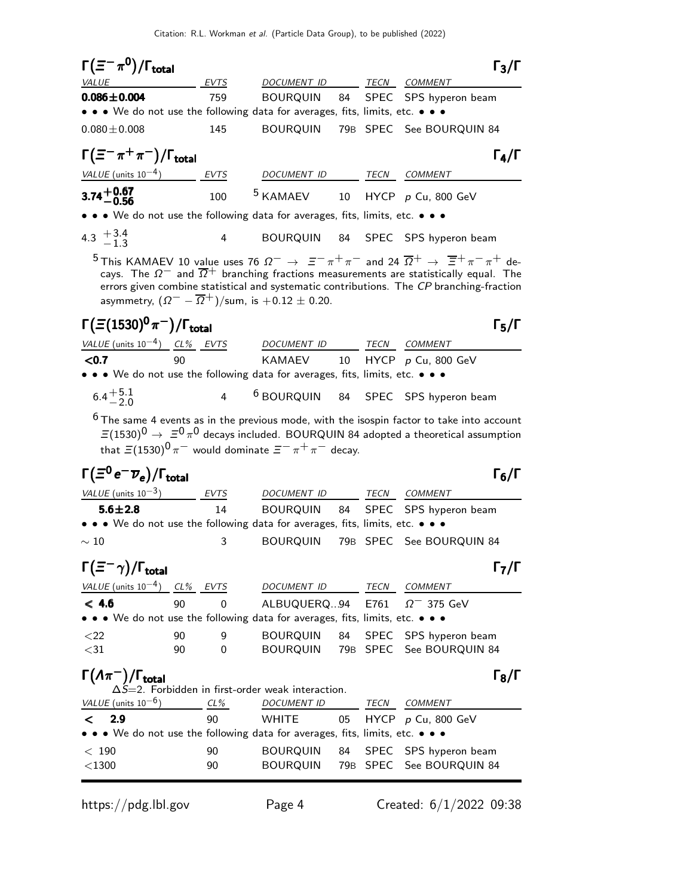## $\Gamma(\Xi^- \pi^0)/\Gamma_{\text{total}}$ $\Gamma_3/\Gamma$

| *VALUE* | *EVTS* | *DOCUMENT ID* | | *TECN* | *COMMENT* |
|---|---|---|---|---|---|
| **0.086±0.004** | 759 | BOURQUIN | 84 | SPEC | SPS hyperon beam |
| • • • We do not use the following data for averages, fits, limits, etc. • • • | | | | | |
| 0.080±0.008 | 145 | BOURQUIN | 79B | SPEC | See BOURQUIN 84 |

## $\Gamma(\Xi^- \pi^+ \pi^-)/\Gamma_{\text{total}}$ $\Gamma_4/\Gamma$

| *VALUE* (units $10^{-4}$) | *EVTS* | *DOCUMENT ID* | | *TECN* | *COMMENT* |
|---|---|---|---|---|---|
| $\mathbf{3.74^{+0.67}_{-0.56}}$ | 100 | [5] KAMAEV | 10 | HYCP | $p$ Cu, 800 GeV |
| • • • We do not use the following data for averages, fits, limits, etc. • • • | | | | | |
| $4.3\ ^{+3.4}_{-1.3}$ | 4 | BOURQUIN | 84 | SPEC | SPS hyperon beam |

[5] This KAMAEV 10 value uses 76 $\Omega^- \rightarrow \Xi^- \pi^+ \pi^-$ and 24 $\overline{\Omega}^+ \rightarrow \overline{\Xi}^+ \pi^- \pi^+$ decays. The $\Omega^-$ and $\overline{\Omega}^+$ branching fractions measurements are statistically equal. The errors given combine statistical and systematic contributions. The *CP* branching-fraction asymmetry, $(\Omega^- - \overline{\Omega}^+)$/sum, is $+0.12 \pm 0.20$.

## $\Gamma(\Xi(1530)^0 \pi^-)/\Gamma_{\text{total}}$ $\Gamma_5/\Gamma$

| *VALUE* (units $10^{-4}$) | *CL%* | *EVTS* | *DOCUMENT ID* | | *TECN* | *COMMENT* |
|---|---|---|---|---|---|---|
| **<0.7** | 90 | | KAMAEV | 10 | HYCP | $p$ Cu, 800 GeV |
| • • • We do not use the following data for averages, fits, limits, etc. • • • | | | | | | |
| $6.4^{+5.1}_{-2.0}$ | | 4 | [6] BOURQUIN | 84 | SPEC | SPS hyperon beam |

[6] The same 4 events as in the previous mode, with the isospin factor to take into account $\Xi(1530)^0 \rightarrow \Xi^0 \pi^0$ decays included. BOURQUIN 84 adopted a theoretical assumption that $\Xi(1530)^0 \pi^-$ would dominate $\Xi^- \pi^+ \pi^-$ decay.

## $\Gamma(\Xi^0 e^- \overline{\nu}_e)/\Gamma_{\text{total}}$ $\Gamma_6/\Gamma$

| *VALUE* (units $10^{-3}$) | *EVTS* | *DOCUMENT ID* | | *TECN* | *COMMENT* |
|---|---|---|---|---|---|
| **5.6±2.8** | 14 | BOURQUIN | 84 | SPEC | SPS hyperon beam |
| • • • We do not use the following data for averages, fits, limits, etc. • • • | | | | | |
| ∼ 10 | 3 | BOURQUIN | 79B | SPEC | See BOURQUIN 84 |

## $\Gamma(\Xi^- \gamma)/\Gamma_{\text{total}}$ $\Gamma_7/\Gamma$

| *VALUE* (units $10^{-4}$) | *CL%* | *EVTS* | *DOCUMENT ID* | | *TECN* | *COMMENT* |
|---|---|---|---|---|---|---|
| **≤ 4.6** | 90 | 0 | ALBUQUERQ...94 | | E761 | $\Omega^-$ 375 GeV |
| • • • We do not use the following data for averages, fits, limits, etc. • • • | | | | | | |
| <22 | 90 | 9 | BOURQUIN | 84 | SPEC | SPS hyperon beam |
| <31 | 90 | 0 | BOURQUIN | 79B | SPEC | See BOURQUIN 84 |

## $\Gamma(\Lambda \pi^-)/\Gamma_{\text{total}}$ $\Gamma_8/\Gamma$

$\Delta S$=2. Forbidden in first-order weak interaction.

| *VALUE* (units $10^{-6}$) | *CL%* | *DOCUMENT ID* | | *TECN* | *COMMENT* |
|---|---|---|---|---|---|
| **< 2.9** | 90 | WHITE | 05 | HYCP | $p$ Cu, 800 GeV |
| • • • We do not use the following data for averages, fits, limits, etc. • • • | | | | | |
| < 190 | 90 | BOURQUIN | 84 | SPEC | SPS hyperon beam |
| <1300 | 90 | BOURQUIN | 79B | SPEC | See BOURQUIN 84 |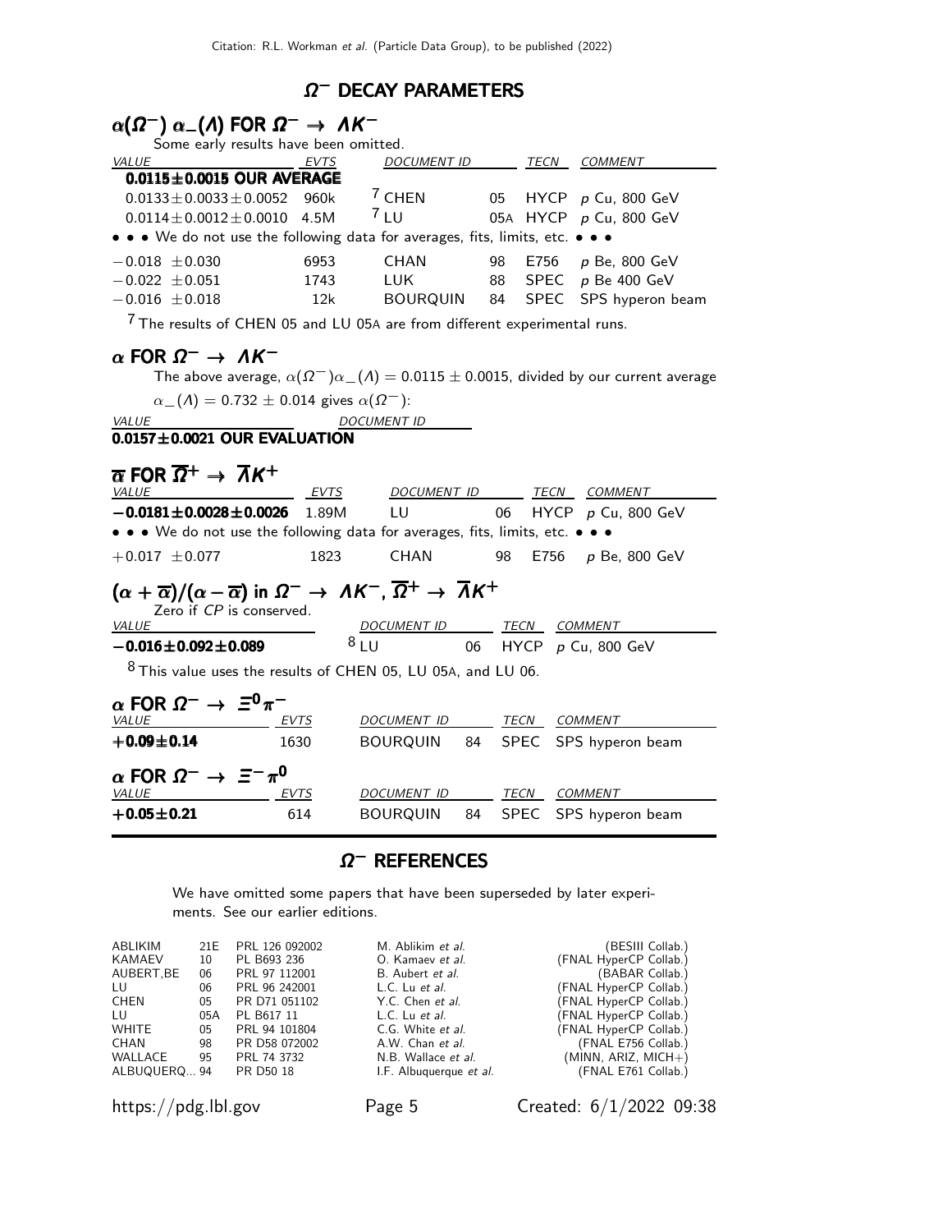## $\Omega^-$ DECAY PARAMETERS

### $\alpha(\Omega^-)\,\alpha_-(\Lambda)$ FOR $\Omega^- \rightarrow \Lambda K^-$

Some early results have been omitted.

| VALUE | EVTS | DOCUMENT ID | | TECN | COMMENT |
|---|---|---|---|---|---|
| **0.0115±0.0015 OUR AVERAGE** | | | | | |
| 0.0133±0.0033±0.0052 | 960k | [7] CHEN | 05 | HYCP | p Cu, 800 GeV |
| 0.0114±0.0012±0.0010 | 4.5M | [7] LU | 05A | HYCP | p Cu, 800 GeV |
| • • • We do not use the following data for averages, fits, limits, etc. • • • | | | | | |
| −0.018 ±0.030 | 6953 | CHAN | 98 | E756 | p Be, 800 GeV |
| −0.022 ±0.051 | 1743 | LUK | 88 | SPEC | p Be 400 GeV |
| −0.016 ±0.018 | 12k | BOURQUIN | 84 | SPEC | SPS hyperon beam |

[7] The results of CHEN 05 and LU 05A are from different experimental runs.

### $\alpha$ FOR $\Omega^- \rightarrow \Lambda K^-$

The above average, $\alpha(\Omega^-)\alpha_-(\Lambda) = 0.0115 \pm 0.0015$, divided by our current average $\alpha_-(\Lambda) = 0.732 \pm 0.014$ gives $\alpha(\Omega^-)$:

| VALUE | DOCUMENT ID |
|---|---|
| **0.0157±0.0021 OUR EVALUATION** | |

### $\overline{\alpha}$ FOR $\overline{\Omega}^+ \rightarrow \overline{\Lambda} K^+$

| VALUE | EVTS | DOCUMENT ID | | TECN | COMMENT |
|---|---|---|---|---|---|
| **−0.0181±0.0028±0.0026** | 1.89M | LU | 06 | HYCP | p Cu, 800 GeV |
| • • • We do not use the following data for averages, fits, limits, etc. • • • | | | | | |
| +0.017 ±0.077 | 1823 | CHAN | 98 | E756 | p Be, 800 GeV |

### $(\alpha + \overline{\alpha})/(\alpha - \overline{\alpha})$ in $\Omega^- \rightarrow \Lambda K^-$, $\overline{\Omega}^+ \rightarrow \overline{\Lambda} K^+$

Zero if CP is conserved.

| VALUE | DOCUMENT ID | | TECN | COMMENT |
|---|---|---|---|---|
| **−0.016±0.092±0.089** | [8] LU | 06 | HYCP | p Cu, 800 GeV |

[8] This value uses the results of CHEN 05, LU 05A, and LU 06.

### $\alpha$ FOR $\Omega^- \rightarrow \Xi^0 \pi^-$

| VALUE | EVTS | DOCUMENT ID | | TECN | COMMENT |
|---|---|---|---|---|---|
| **+0.09±0.14** | 1630 | BOURQUIN | 84 | SPEC | SPS hyperon beam |

### $\alpha$ FOR $\Omega^- \rightarrow \Xi^- \pi^0$

| VALUE | EVTS | DOCUMENT ID | | TECN | COMMENT |
|---|---|---|---|---|---|
| **+0.05±0.21** | 614 | BOURQUIN | 84 | SPEC | SPS hyperon beam |

## $\Omega^-$ REFERENCES

We have omitted some papers that have been superseded by later experiments. See our earlier editions.

| | | | | |
|---|---|---|---|---|
| ABLIKIM | 21E | PRL 126 092002 | M. Ablikim *et al.* | (BESIII Collab.) |
| KAMAEV | 10 | PL B693 236 | O. Kamaev *et al.* | (FNAL HyperCP Collab.) |
| AUBERT,BE | 06 | PRL 97 112001 | B. Aubert *et al.* | (BABAR Collab.) |
| LU | 06 | PRL 96 242001 | L.C. Lu *et al.* | (FNAL HyperCP Collab.) |
| CHEN | 05 | PR D71 051102 | Y.C. Chen *et al.* | (FNAL HyperCP Collab.) |
| LU | 05A | PL B617 11 | L.C. Lu *et al.* | (FNAL HyperCP Collab.) |
| WHITE | 05 | PRL 94 101804 | C.G. White *et al.* | (FNAL HyperCP Collab.) |
| CHAN | 98 | PR D58 072002 | A.W. Chan *et al.* | (FNAL E756 Collab.) |
| WALLACE | 95 | PRL 74 3732 | N.B. Wallace *et al.* | (MINN, ARIZ, MICH+) |
| ALBUQUERQ... | 94 | PR D50 18 | I.F. Albuquerque *et al.* | (FNAL E761 Collab.) |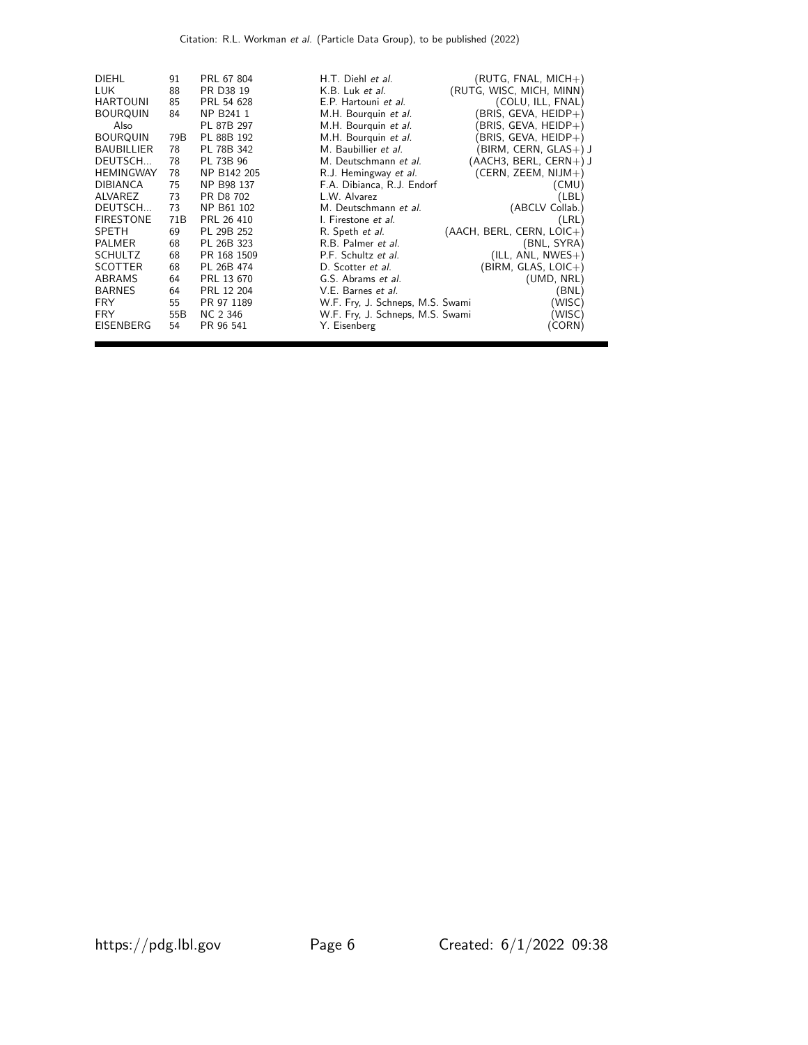| | | | | |
|---|---|---|---|---|
| DIEHL | 91 | PRL 67 804 | H.T. Diehl *et al.* | (RUTG, FNAL, MICH+) |
| LUK | 88 | PR D38 19 | K.B. Luk *et al.* | (RUTG, WISC, MICH, MINN) |
| HARTOUNI | 85 | PRL 54 628 | E.P. Hartouni *et al.* | (COLU, ILL, FNAL) |
| BOURQUIN | 84 | NP B241 1 | M.H. Bourquin *et al.* | (BRIS, GEVA, HEIDP+) |
| Also | | PL 87B 297 | M.H. Bourquin *et al.* | (BRIS, GEVA, HEIDP+) |
| BOURQUIN | 79B | PL 88B 192 | M.H. Bourquin *et al.* | (BRIS, GEVA, HEIDP+) |
| BAUBILLIER | 78 | PL 78B 342 | M. Baubillier *et al.* | (BIRM, CERN, GLAS+) J |
| DEUTSCH... | 78 | PL 73B 96 | M. Deutschmann *et al.* | (AACH3, BERL, CERN+) J |
| HEMINGWAY | 78 | NP B142 205 | R.J. Hemingway *et al.* | (CERN, ZEEM, NIJM+) |
| DIBIANCA | 75 | NP B98 137 | F.A. Dibianca, R.J. Endorf | (CMU) |
| ALVAREZ | 73 | PR D8 702 | L.W. Alvarez | (LBL) |
| DEUTSCH... | 73 | NP B61 102 | M. Deutschmann *et al.* | (ABCLV Collab.) |
| FIRESTONE | 71B | PRL 26 410 | I. Firestone *et al.* | (LRL) |
| SPETH | 69 | PL 29B 252 | R. Speth *et al.* | (AACH, BERL, CERN, LOIC+) |
| PALMER | 68 | PL 26B 323 | R.B. Palmer *et al.* | (BNL, SYRA) |
| SCHULTZ | 68 | PR 168 1509 | P.F. Schultz *et al.* | (ILL, ANL, NWES+) |
| SCOTTER | 68 | PL 26B 474 | D. Scotter *et al.* | (BIRM, GLAS, LOIC+) |
| ABRAMS | 64 | PRL 13 670 | G.S. Abrams *et al.* | (UMD, NRL) |
| BARNES | 64 | PRL 12 204 | V.E. Barnes *et al.* | (BNL) |
| FRY | 55 | PR 97 1189 | W.F. Fry, J. Schneps, M.S. Swami | (WISC) |
| FRY | 55B | NC 2 346 | W.F. Fry, J. Schneps, M.S. Swami | (WISC) |
| EISENBERG | 54 | PR 96 541 | Y. Eisenberg | (CORN) |